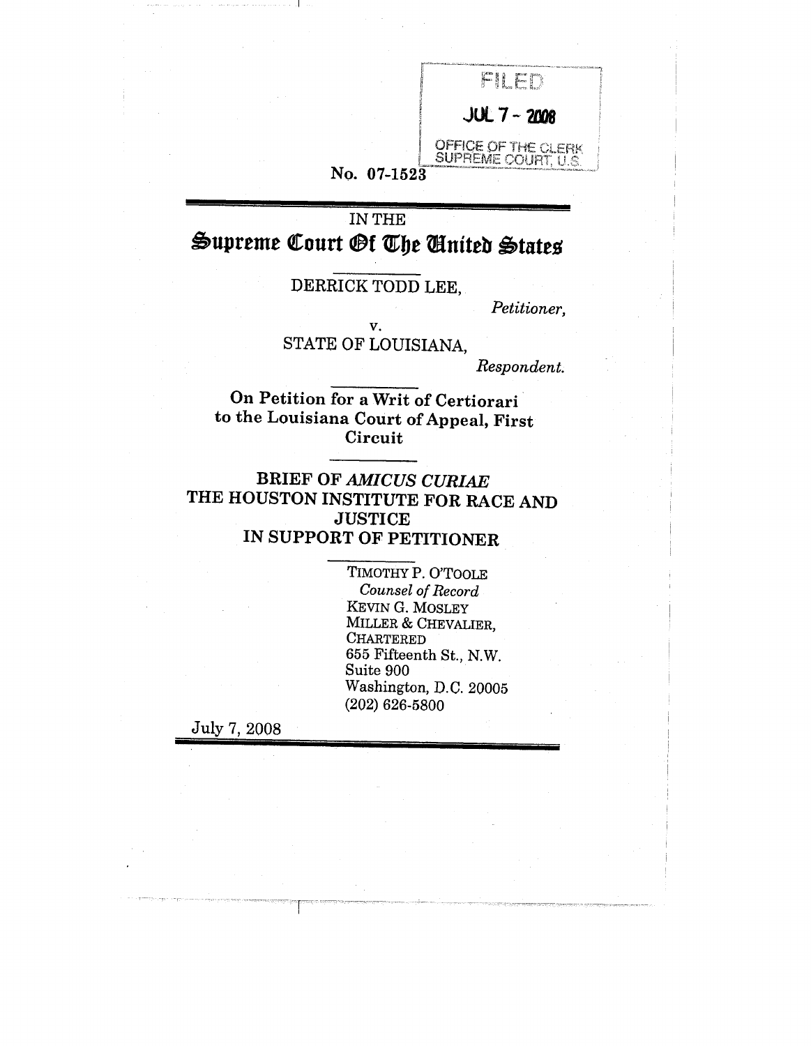FILED

JUL 7 - 2008

OFFICE OF THE CLERK
SUPREME COURT, U.S.

No. 07-1523

IN THE

# Supreme Court Of The United States

DERRICK TODD LEE,

*Petitioner,*

v.

STATE OF LOUISIANA,

*Respondent.*

**On Petition for a Writ of Certiorari to the Louisiana Court of Appeal, First Circuit**

**BRIEF OF *AMICUS CURIAE* THE HOUSTON INSTITUTE FOR RACE AND JUSTICE IN SUPPORT OF PETITIONER**

TIMOTHY P. O'TOOLE
*Counsel of Record*
KEVIN G. MOSLEY
MILLER & CHEVALIER, CHARTERED
655 Fifteenth St., N.W.
Suite 900
Washington, D.C. 20005
(202) 626-5800

July 7, 2008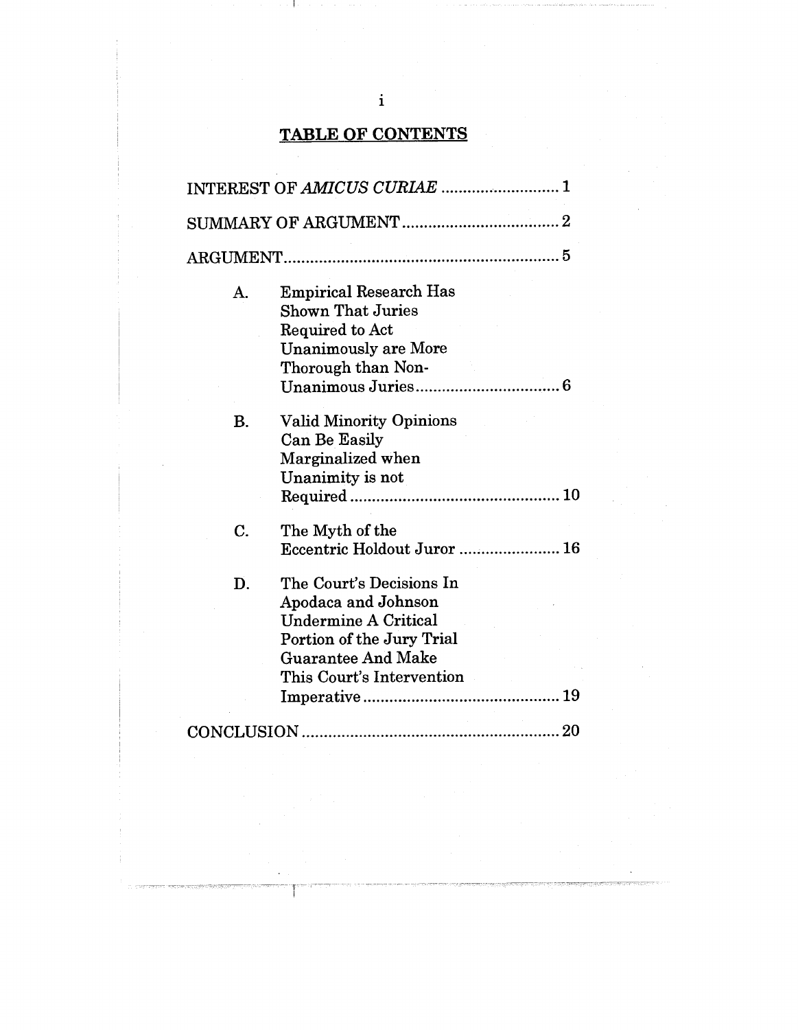## TABLE OF CONTENTS

INTEREST OF *AMICUS CURIAE* ........................... 1

SUMMARY OF ARGUMENT .................................... 2

ARGUMENT ............................................................... 5

A. Empirical Research Has Shown That Juries Required to Act Unanimously are More Thorough than Non-Unanimous Juries ................................ 6

B. Valid Minority Opinions Can Be Easily Marginalized when Unanimity is not Required ................................................ 10

C. The Myth of the Eccentric Holdout Juror ....................... 16

D. The Court's Decisions In Apodaca and Johnson Undermine A Critical Portion of the Jury Trial Guarantee And Make This Court's Intervention Imperative ............................................ 19

CONCLUSION ........................................................... 20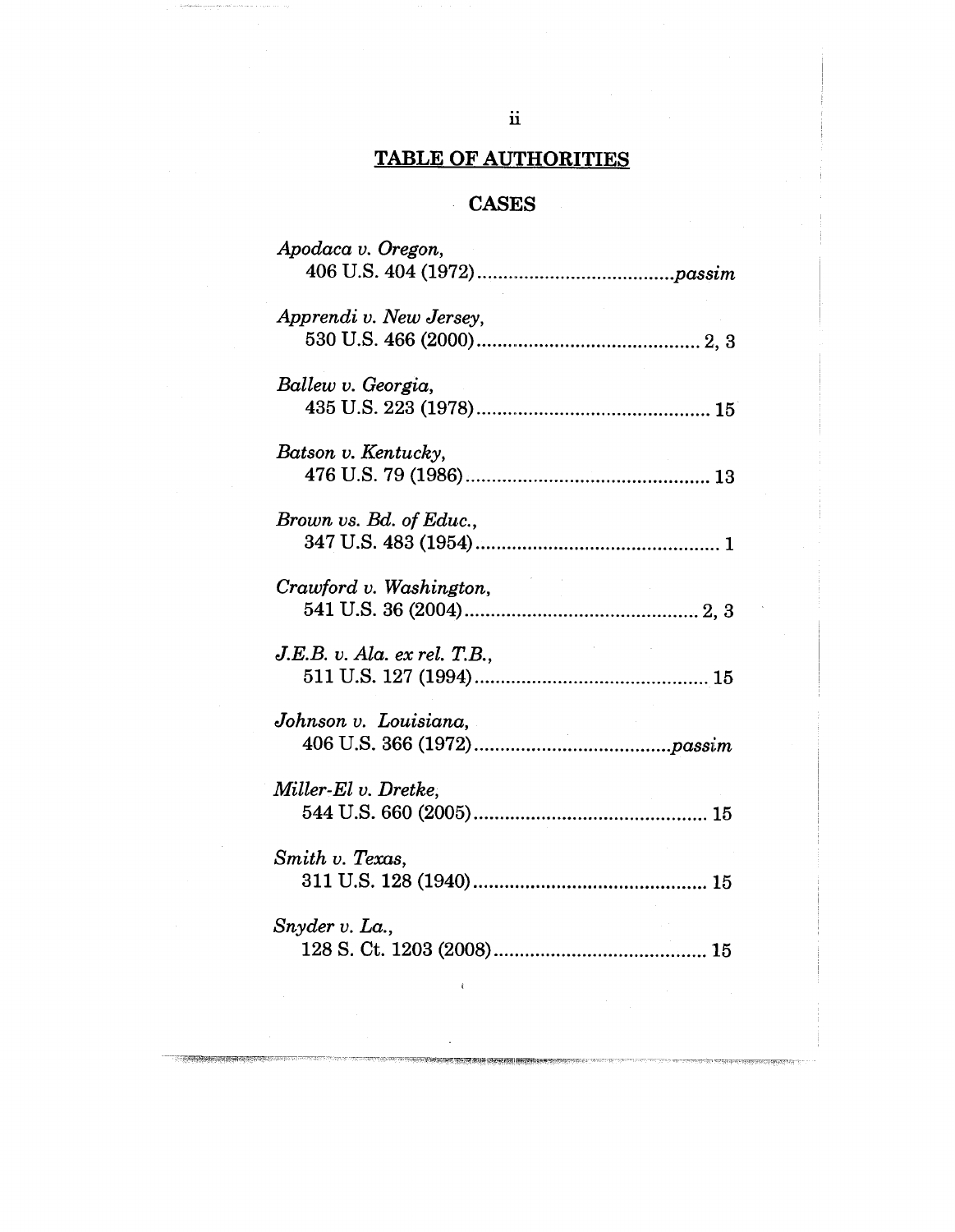## TABLE OF AUTHORITIES

### CASES

*Apodaca v. Oregon*,
406 U.S. 404 (1972) .......................................*passim*

*Apprendi v. New Jersey*,
530 U.S. 466 (2000) .......................................... 2, 3

*Ballew v. Georgia*,
435 U.S. 223 (1978) ............................................. 15

*Batson v. Kentucky*,
476 U.S. 79 (1986) ............................................... 13

*Brown vs. Bd. of Educ.*,
347 U.S. 483 (1954) ............................................... 1

*Crawford v. Washington*,
541 U.S. 36 (2004) ............................................ 2, 3

*J.E.B. v. Ala. ex rel. T.B.*,
511 U.S. 127 (1994) ............................................. 15

*Johnson v. Louisiana*,
406 U.S. 366 (1972) .......................................*passim*

*Miller-El v. Dretke*,
544 U.S. 660 (2005) ............................................. 15

*Smith v. Texas*,
311 U.S. 128 (1940) ............................................. 15

*Snyder v. La.*,
128 S. Ct. 1203 (2008) ......................................... 15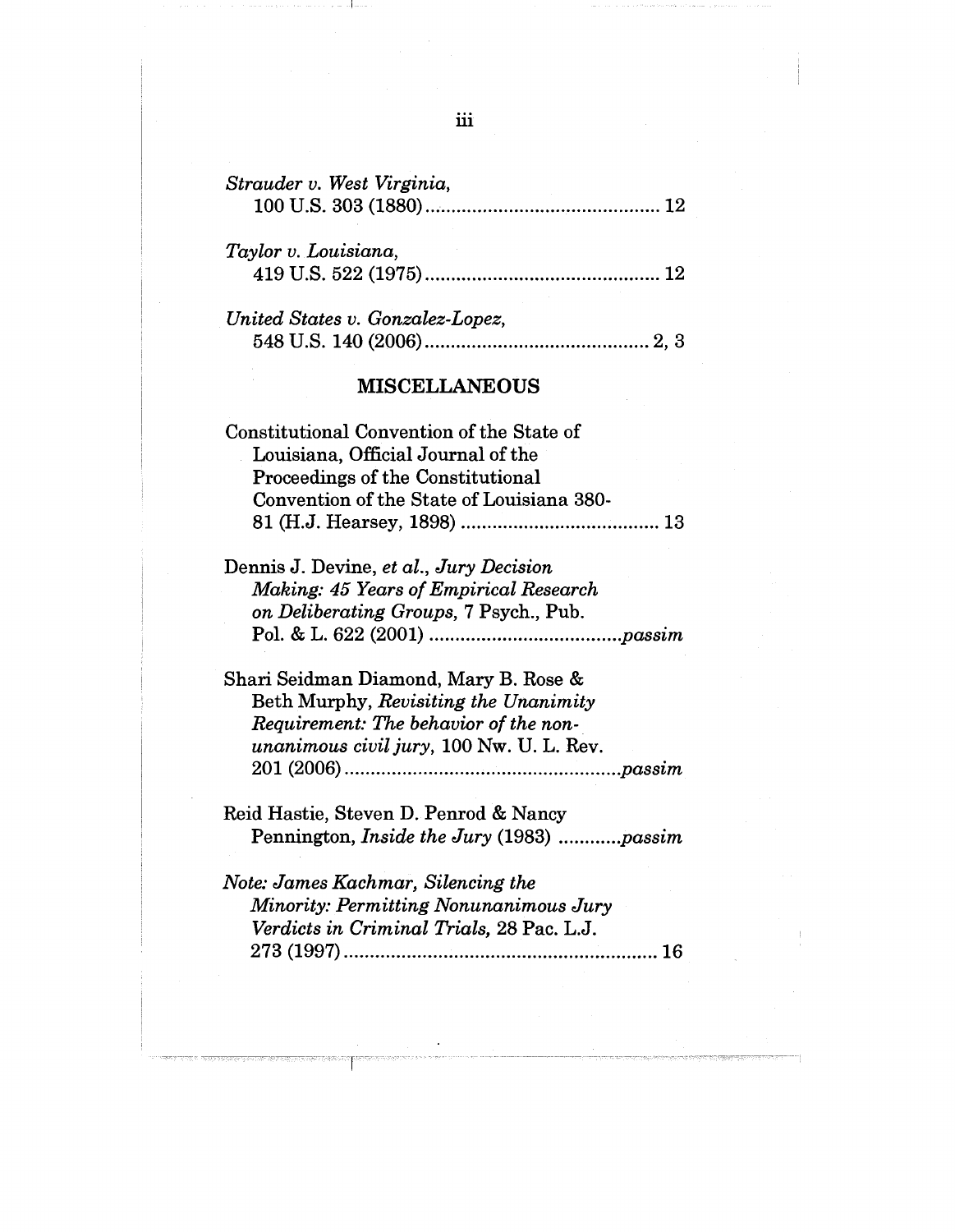*Strauder v. West Virginia*,
100 U.S. 303 (1880) .......................................... 12

*Taylor v. Louisiana*,
419 U.S. 522 (1975) .......................................... 12

*United States v. Gonzalez-Lopez*,
548 U.S. 140 (2006) .......................................... 2, 3

## MISCELLANEOUS

Constitutional Convention of the State of Louisiana, Official Journal of the Proceedings of the Constitutional Convention of the State of Louisiana 380-81 (H.J. Hearsey, 1898) .......................................... 13

Dennis J. Devine, *et al.*, *Jury Decision Making: 45 Years of Empirical Research on Deliberating Groups*, 7 Psych., Pub. Pol. & L. 622 (2001) .......................................... *passim*

Shari Seidman Diamond, Mary B. Rose & Beth Murphy, *Revisiting the Unanimity Requirement: The behavior of the non-unanimous civil jury*, 100 Nw. U. L. Rev. 201 (2006) .......................................... *passim*

Reid Hastie, Steven D. Penrod & Nancy Pennington, *Inside the Jury* (1983) .......................................... *passim*

*Note: James Kachmar, Silencing the Minority: Permitting Nonunanimous Jury Verdicts in Criminal Trials,* 28 Pac. L.J. 273 (1997) .......................................... 16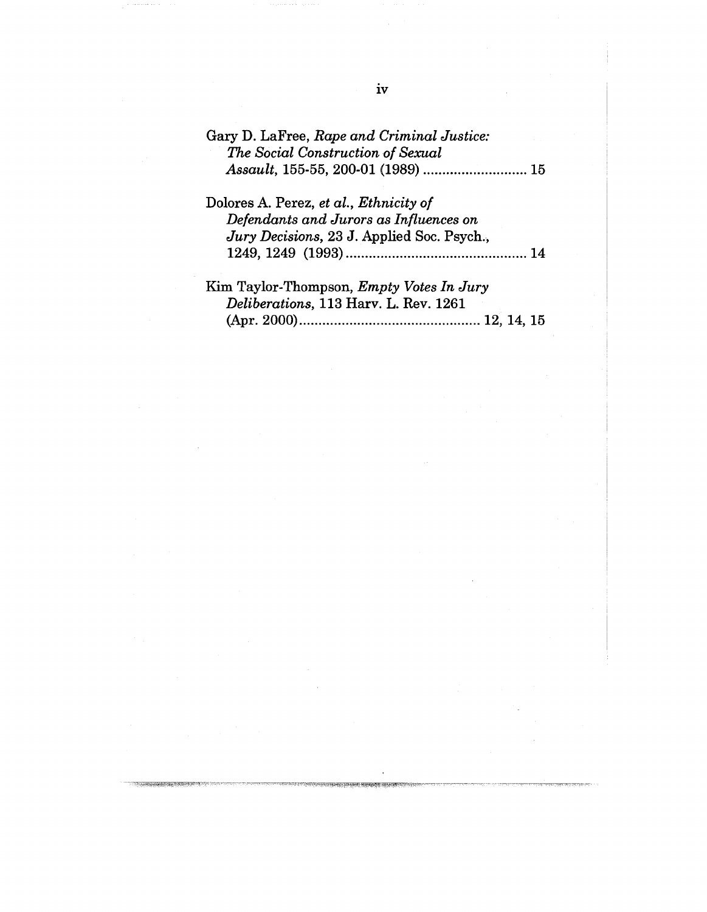Gary D. LaFree, *Rape and Criminal Justice: The Social Construction of Sexual Assault*, 155-55, 200-01 (1989) .......................... 15

Dolores A. Perez, *et al.*, *Ethnicity of Defendants and Jurors as Influences on Jury Decisions*, 23 J. Applied Soc. Psych., 1249, 1249 (1993) .............................................. 14

Kim Taylor-Thompson, *Empty Votes In Jury Deliberations*, 113 Harv. L. Rev. 1261 (Apr. 2000) .............................................. 12, 14, 15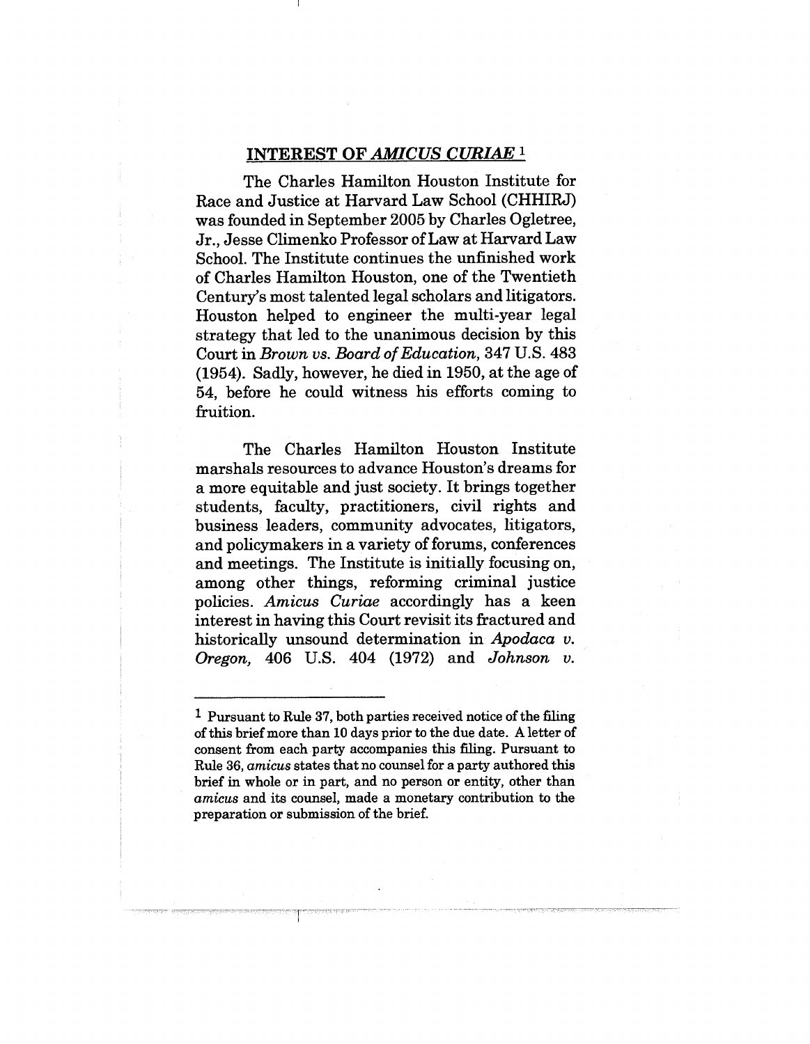## INTEREST OF *AMICUS CURIAE* [1]

The Charles Hamilton Houston Institute for Race and Justice at Harvard Law School (CHHIRJ) was founded in September 2005 by Charles Ogletree, Jr., Jesse Climenko Professor of Law at Harvard Law School. The Institute continues the unfinished work of Charles Hamilton Houston, one of the Twentieth Century's most talented legal scholars and litigators. Houston helped to engineer the multi-year legal strategy that led to the unanimous decision by this Court in *Brown vs. Board of Education*, 347 U.S. 483 (1954). Sadly, however, he died in 1950, at the age of 54, before he could witness his efforts coming to fruition.

The Charles Hamilton Houston Institute marshals resources to advance Houston's dreams for a more equitable and just society. It brings together students, faculty, practitioners, civil rights and business leaders, community advocates, litigators, and policymakers in a variety of forums, conferences and meetings. The Institute is initially focusing on, among other things, reforming criminal justice policies. *Amicus Curiae* accordingly has a keen interest in having this Court revisit its fractured and historically unsound determination in *Apodaca v. Oregon*, 406 U.S. 404 (1972) and *Johnson v.*

---

[1] Pursuant to Rule 37, both parties received notice of the filing of this brief more than 10 days prior to the due date. A letter of consent from each party accompanies this filing. Pursuant to Rule 36, *amicus* states that no counsel for a party authored this brief in whole or in part, and no person or entity, other than *amicus* and its counsel, made a monetary contribution to the preparation or submission of the brief.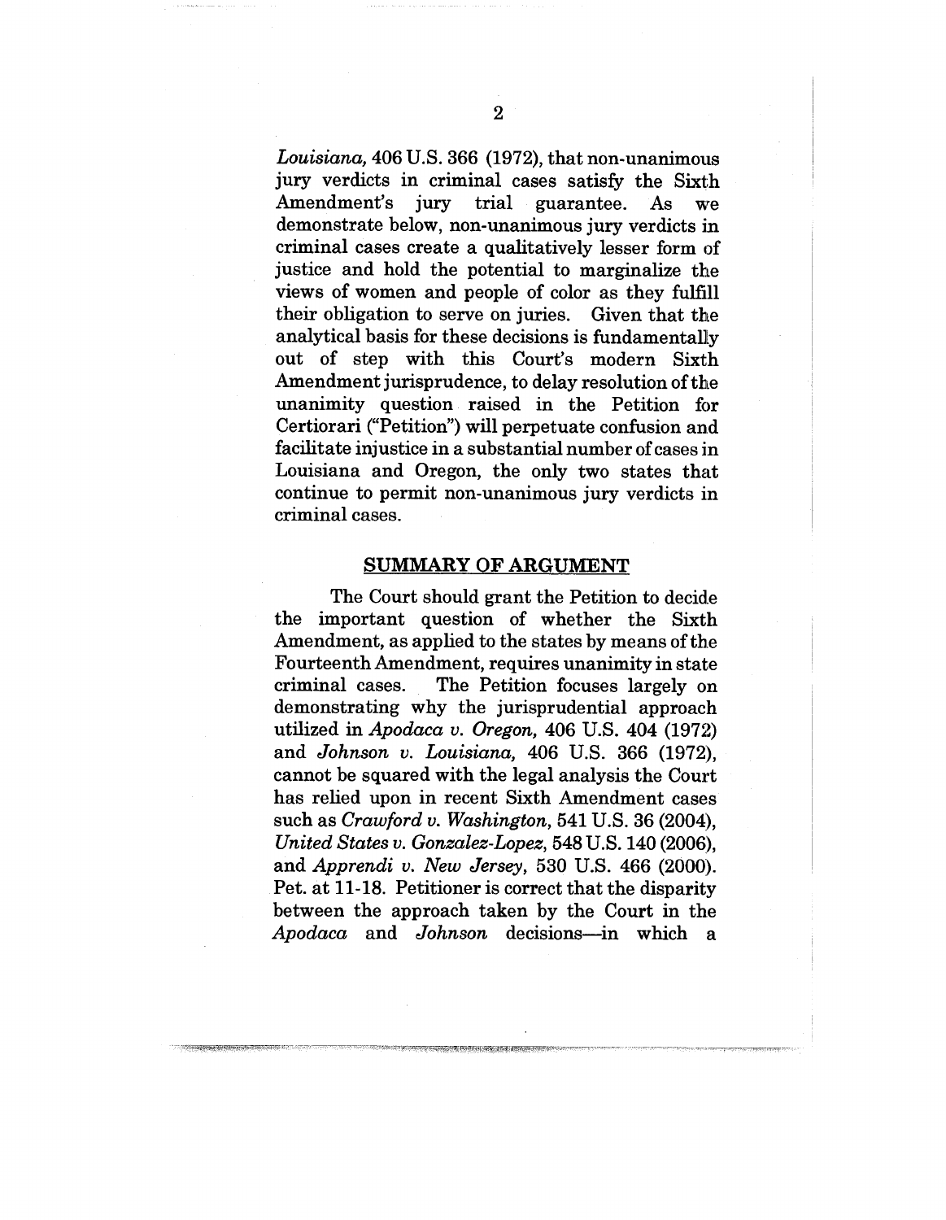*Louisiana*, 406 U.S. 366 (1972), that non-unanimous jury verdicts in criminal cases satisfy the Sixth Amendment's jury trial guarantee. As we demonstrate below, non-unanimous jury verdicts in criminal cases create a qualitatively lesser form of justice and hold the potential to marginalize the views of women and people of color as they fulfill their obligation to serve on juries. Given that the analytical basis for these decisions is fundamentally out of step with this Court's modern Sixth Amendment jurisprudence, to delay resolution of the unanimity question raised in the Petition for Certiorari ("Petition") will perpetuate confusion and facilitate injustice in a substantial number of cases in Louisiana and Oregon, the only two states that continue to permit non-unanimous jury verdicts in criminal cases.

## SUMMARY OF ARGUMENT

The Court should grant the Petition to decide the important question of whether the Sixth Amendment, as applied to the states by means of the Fourteenth Amendment, requires unanimity in state criminal cases. The Petition focuses largely on demonstrating why the jurisprudential approach utilized in *Apodaca v. Oregon*, 406 U.S. 404 (1972) and *Johnson v. Louisiana*, 406 U.S. 366 (1972), cannot be squared with the legal analysis the Court has relied upon in recent Sixth Amendment cases such as *Crawford v. Washington*, 541 U.S. 36 (2004), *United States v. Gonzalez-Lopez*, 548 U.S. 140 (2006), and *Apprendi v. New Jersey*, 530 U.S. 466 (2000). Pet. at 11-18. Petitioner is correct that the disparity between the approach taken by the Court in the *Apodaca* and *Johnson* decisions—in which a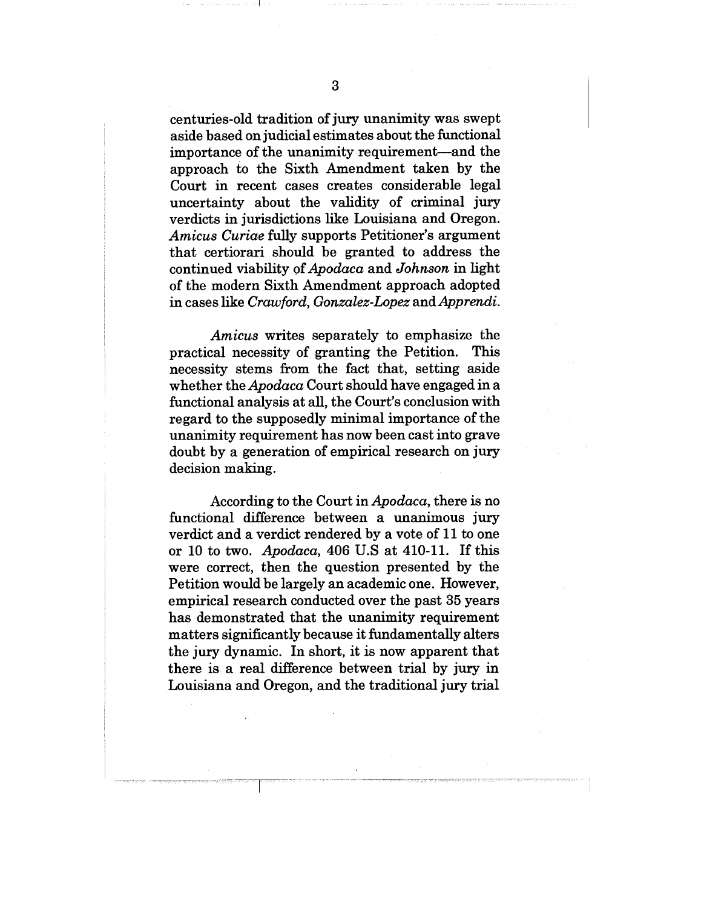centuries-old tradition of jury unanimity was swept aside based on judicial estimates about the functional importance of the unanimity requirement—and the approach to the Sixth Amendment taken by the Court in recent cases creates considerable legal uncertainty about the validity of criminal jury verdicts in jurisdictions like Louisiana and Oregon. *Amicus Curiae* fully supports Petitioner's argument that certiorari should be granted to address the continued viability of *Apodaca* and *Johnson* in light of the modern Sixth Amendment approach adopted in cases like *Crawford*, *Gonzalez-Lopez* and *Apprendi*.

*Amicus* writes separately to emphasize the practical necessity of granting the Petition. This necessity stems from the fact that, setting aside whether the *Apodaca* Court should have engaged in a functional analysis at all, the Court's conclusion with regard to the supposedly minimal importance of the unanimity requirement has now been cast into grave doubt by a generation of empirical research on jury decision making.

According to the Court in *Apodaca*, there is no functional difference between a unanimous jury verdict and a verdict rendered by a vote of 11 to one or 10 to two. *Apodaca*, 406 U.S at 410-11. If this were correct, then the question presented by the Petition would be largely an academic one. However, empirical research conducted over the past 35 years has demonstrated that the unanimity requirement matters significantly because it fundamentally alters the jury dynamic. In short, it is now apparent that there is a real difference between trial by jury in Louisiana and Oregon, and the traditional jury trial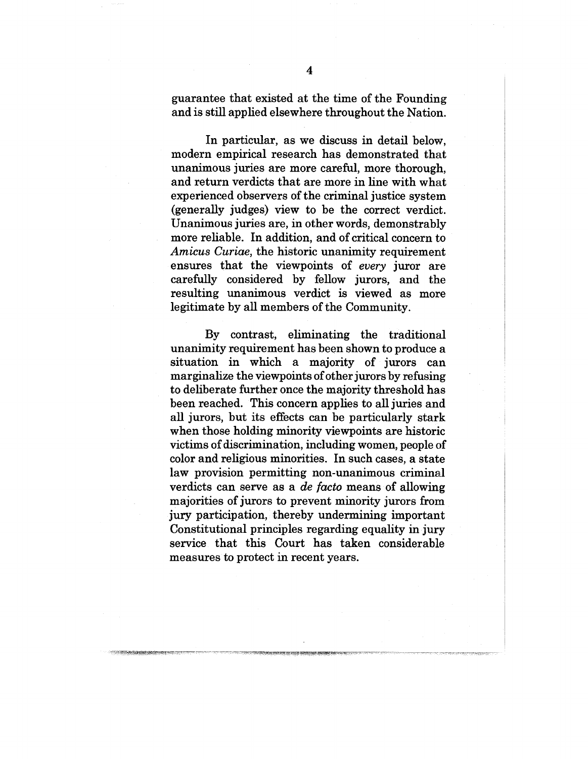guarantee that existed at the time of the Founding and is still applied elsewhere throughout the Nation.

In particular, as we discuss in detail below, modern empirical research has demonstrated that unanimous juries are more careful, more thorough, and return verdicts that are more in line with what experienced observers of the criminal justice system (generally judges) view to be the correct verdict. Unanimous juries are, in other words, demonstrably more reliable. In addition, and of critical concern to *Amicus Curiae*, the historic unanimity requirement ensures that the viewpoints of *every* juror are carefully considered by fellow jurors, and the resulting unanimous verdict is viewed as more legitimate by all members of the Community.

By contrast, eliminating the traditional unanimity requirement has been shown to produce a situation in which a majority of jurors can marginalize the viewpoints of other jurors by refusing to deliberate further once the majority threshold has been reached. This concern applies to all juries and all jurors, but its effects can be particularly stark when those holding minority viewpoints are historic victims of discrimination, including women, people of color and religious minorities. In such cases, a state law provision permitting non-unanimous criminal verdicts can serve as a *de facto* means of allowing majorities of jurors to prevent minority jurors from jury participation, thereby undermining important Constitutional principles regarding equality in jury service that this Court has taken considerable measures to protect in recent years.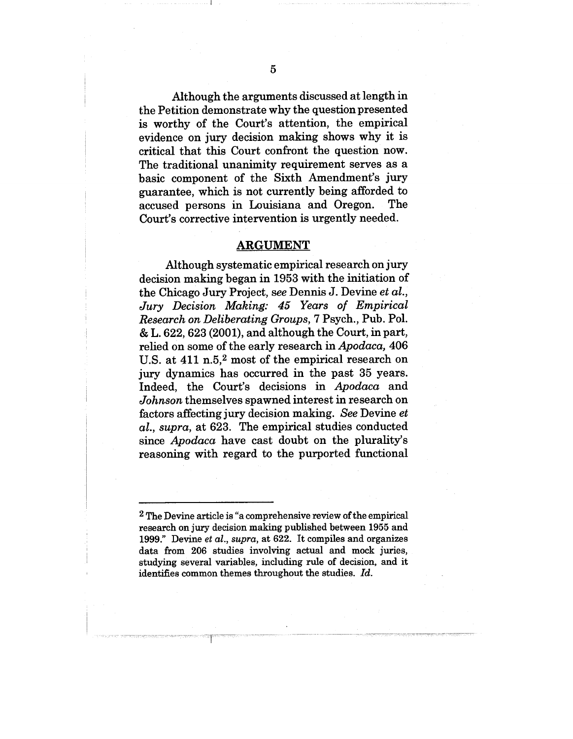Although the arguments discussed at length in the Petition demonstrate why the question presented is worthy of the Court's attention, the empirical evidence on jury decision making shows why it is critical that this Court confront the question now. The traditional unanimity requirement serves as a basic component of the Sixth Amendment's jury guarantee, which is not currently being afforded to accused persons in Louisiana and Oregon. The Court's corrective intervention is urgently needed.

## ARGUMENT

Although systematic empirical research on jury decision making began in 1953 with the initiation of the Chicago Jury Project, *see* Dennis J. Devine *et al.*, *Jury Decision Making: 45 Years of Empirical Research on Deliberating Groups*, 7 Psych., Pub. Pol. & L. 622, 623 (2001), and although the Court, in part, relied on some of the early research in *Apodaca,* 406 U.S. at 411 n.5,[2] most of the empirical research on jury dynamics has occurred in the past 35 years. Indeed, the Court's decisions in *Apodaca* and *Johnson* themselves spawned interest in research on factors affecting jury decision making. *See* Devine *et al., supra,* at 623. The empirical studies conducted since *Apodaca* have cast doubt on the plurality's reasoning with regard to the purported functional

---

[2] The Devine article is "a comprehensive review of the empirical research on jury decision making published between 1955 and 1999." Devine *et al., supra,* at 622. It compiles and organizes data from 206 studies involving actual and mock juries, studying several variables, including rule of decision, and it identifies common themes throughout the studies. *Id.*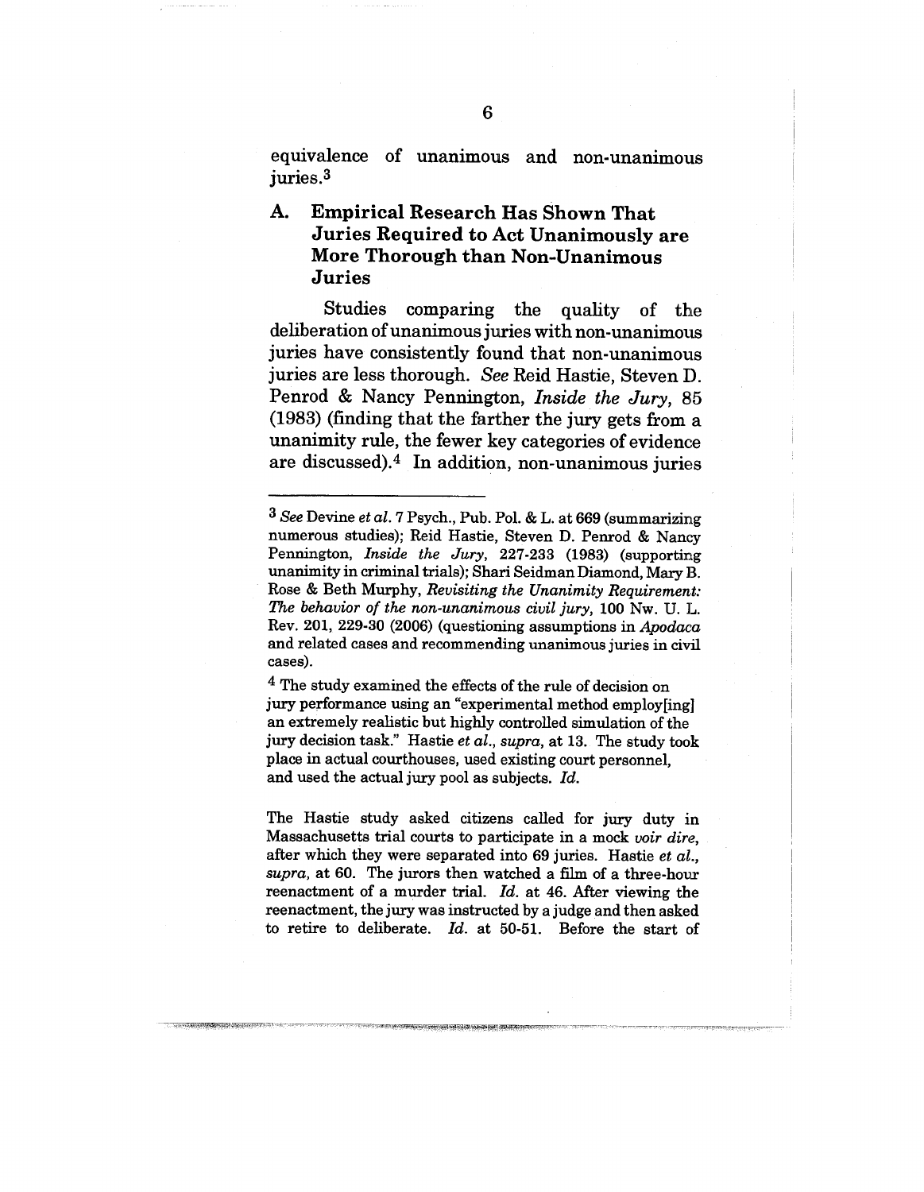equivalence of unanimous and non-unanimous juries.[3]

### A. Empirical Research Has Shown That Juries Required to Act Unanimously are More Thorough than Non-Unanimous Juries

Studies comparing the quality of the deliberation of unanimous juries with non-unanimous juries have consistently found that non-unanimous juries are less thorough. *See* Reid Hastie, Steven D. Penrod & Nancy Pennington, *Inside the Jury*, 85 (1983) (finding that the farther the jury gets from a unanimity rule, the fewer key categories of evidence are discussed).[4] In addition, non-unanimous juries

---

[3] *See* Devine *et al.* 7 Psych., Pub. Pol. & L. at 669 (summarizing numerous studies); Reid Hastie, Steven D. Penrod & Nancy Pennington, *Inside the Jury*, 227-233 (1983) (supporting unanimity in criminal trials); Shari Seidman Diamond, Mary B. Rose & Beth Murphy, *Revisiting the Unanimity Requirement: The behavior of the non-unanimous civil jury*, 100 Nw. U. L. Rev. 201, 229-30 (2006) (questioning assumptions in *Apodaca* and related cases and recommending unanimous juries in civil cases).

[4] The study examined the effects of the rule of decision on jury performance using an "experimental method employ[ing] an extremely realistic but highly controlled simulation of the jury decision task." Hastie *et al.*, *supra*, at 13. The study took place in actual courthouses, used existing court personnel, and used the actual jury pool as subjects. *Id.*

The Hastie study asked citizens called for jury duty in Massachusetts trial courts to participate in a mock *voir dire*, after which they were separated into 69 juries. Hastie *et al.*, *supra*, at 60. The jurors then watched a film of a three-hour reenactment of a murder trial. *Id.* at 46. After viewing the reenactment, the jury was instructed by a judge and then asked to retire to deliberate. *Id.* at 50-51. Before the start of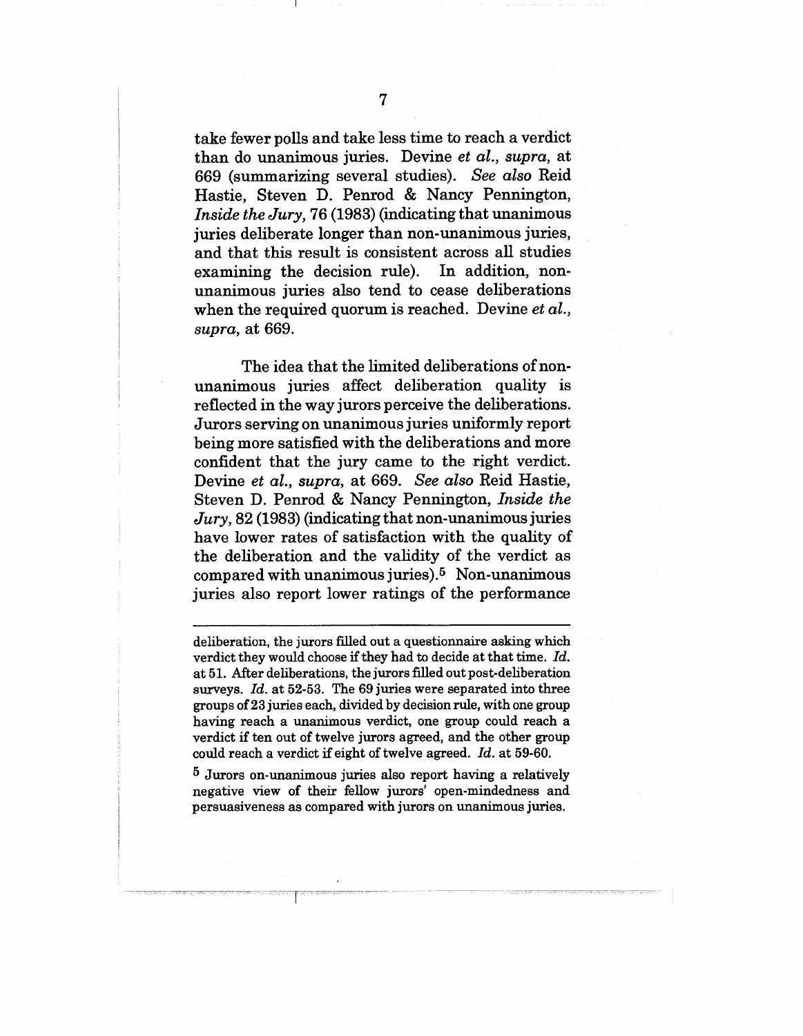take fewer polls and take less time to reach a verdict than do unanimous juries. Devine *et al.*, *supra*, at 669 (summarizing several studies). *See also* Reid Hastie, Steven D. Penrod & Nancy Pennington, *Inside the Jury*, 76 (1983) (indicating that unanimous juries deliberate longer than non-unanimous juries, and that this result is consistent across all studies examining the decision rule). In addition, non-unanimous juries also tend to cease deliberations when the required quorum is reached. Devine *et al.*, *supra*, at 669.

The idea that the limited deliberations of non-unanimous juries affect deliberation quality is reflected in the way jurors perceive the deliberations. Jurors serving on unanimous juries uniformly report being more satisfied with the deliberations and more confident that the jury came to the right verdict. Devine *et al.*, *supra*, at 669. *See also* Reid Hastie, Steven D. Penrod & Nancy Pennington, *Inside the Jury*, 82 (1983) (indicating that non-unanimous juries have lower rates of satisfaction with the quality of the deliberation and the validity of the verdict as compared with unanimous juries).[5] Non-unanimous juries also report lower ratings of the performance

---

deliberation, the jurors filled out a questionnaire asking which verdict they would choose if they had to decide at that time. *Id.* at 51. After deliberations, the jurors filled out post-deliberation surveys. *Id.* at 52-53. The 69 juries were separated into three groups of 23 juries each, divided by decision rule, with one group having reach a unanimous verdict, one group could reach a verdict if ten out of twelve jurors agreed, and the other group could reach a verdict if eight of twelve agreed. *Id.* at 59-60.

[5] Jurors on-unanimous juries also report having a relatively negative view of their fellow jurors' open-mindedness and persuasiveness as compared with jurors on unanimous juries.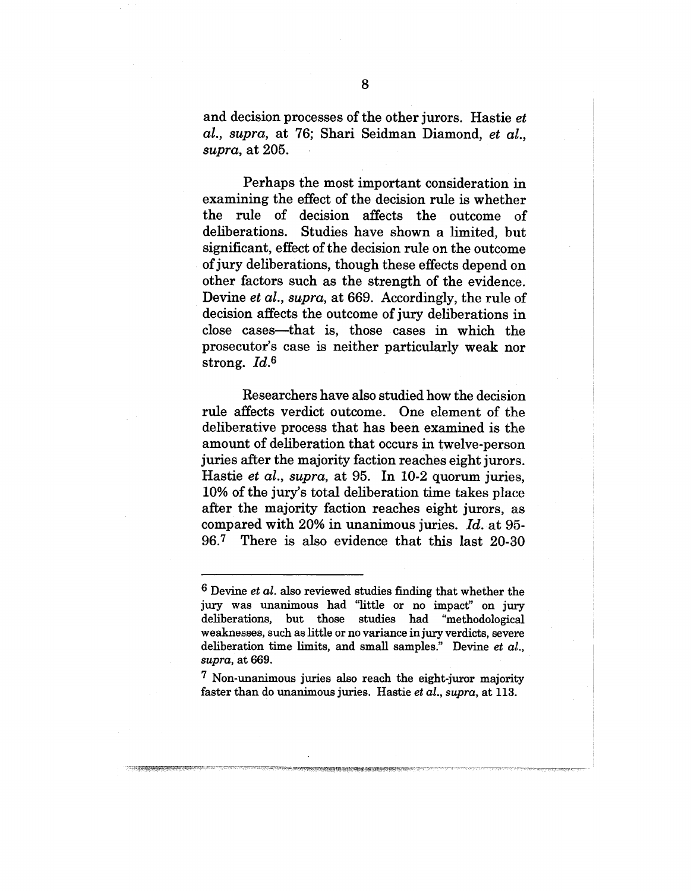and decision processes of the other jurors. Hastie *et al.*, *supra*, at 76; Shari Seidman Diamond, *et al.*, *supra*, at 205.

Perhaps the most important consideration in examining the effect of the decision rule is whether the rule of decision affects the outcome of deliberations. Studies have shown a limited, but significant, effect of the decision rule on the outcome of jury deliberations, though these effects depend on other factors such as the strength of the evidence. Devine *et al.*, *supra*, at 669. Accordingly, the rule of decision affects the outcome of jury deliberations in close cases—that is, those cases in which the prosecutor's case is neither particularly weak nor strong. *Id.*[6]

Researchers have also studied how the decision rule affects verdict outcome. One element of the deliberative process that has been examined is the amount of deliberation that occurs in twelve-person juries after the majority faction reaches eight jurors. Hastie *et al.*, *supra*, at 95. In 10-2 quorum juries, 10% of the jury's total deliberation time takes place after the majority faction reaches eight jurors, as compared with 20% in unanimous juries. *Id.* at 95-96.[7] There is also evidence that this last 20-30

---

[6] Devine *et al.* also reviewed studies finding that whether the jury was unanimous had "little or no impact" on jury deliberations, but those studies had "methodological weaknesses, such as little or no variance in jury verdicts, severe deliberation time limits, and small samples." Devine *et al.*, *supra*, at 669.

[7] Non-unanimous juries also reach the eight-juror majority faster than do unanimous juries. Hastie *et al.*, *supra*, at 113.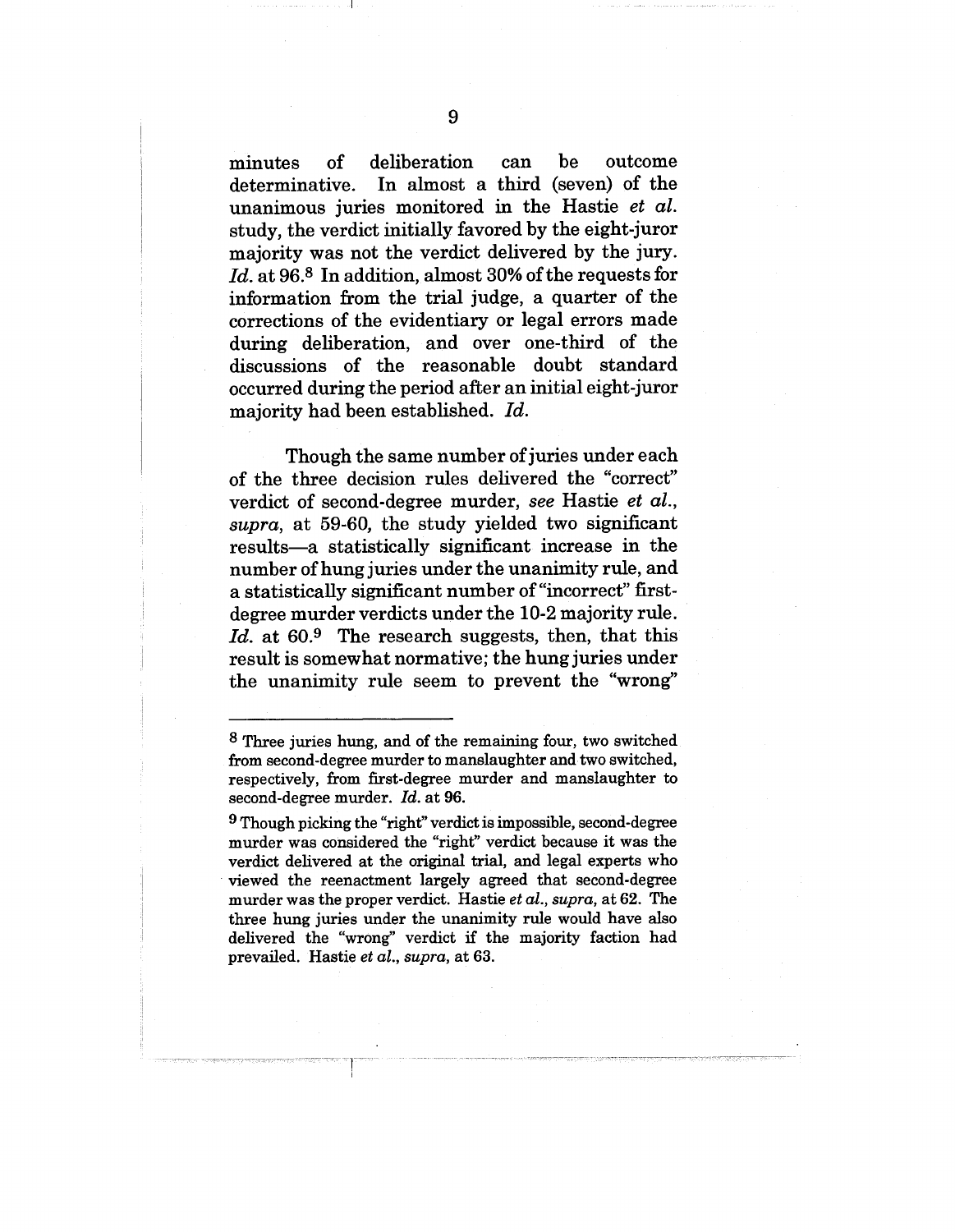minutes of deliberation can be outcome determinative. In almost a third (seven) of the unanimous juries monitored in the Hastie *et al.* study, the verdict initially favored by the eight-juror majority was not the verdict delivered by the jury. *Id.* at 96.[8] In addition, almost 30% of the requests for information from the trial judge, a quarter of the corrections of the evidentiary or legal errors made during deliberation, and over one-third of the discussions of the reasonable doubt standard occurred during the period after an initial eight-juror majority had been established. *Id.*

Though the same number of juries under each of the three decision rules delivered the "correct" verdict of second-degree murder, *see* Hastie *et al.*, *supra*, at 59-60, the study yielded two significant results—a statistically significant increase in the number of hung juries under the unanimity rule, and a statistically significant number of "incorrect" first-degree murder verdicts under the 10-2 majority rule. *Id.* at 60.[9] The research suggests, then, that this result is somewhat normative; the hung juries under the unanimity rule seem to prevent the "wrong"

---

[8] Three juries hung, and of the remaining four, two switched from second-degree murder to manslaughter and two switched, respectively, from first-degree murder and manslaughter to second-degree murder. *Id.* at 96.

[9] Though picking the "right" verdict is impossible, second-degree murder was considered the "right" verdict because it was the verdict delivered at the original trial, and legal experts who viewed the reenactment largely agreed that second-degree murder was the proper verdict. Hastie *et al., supra*, at 62. The three hung juries under the unanimity rule would have also delivered the "wrong" verdict if the majority faction had prevailed. Hastie *et al., supra*, at 63.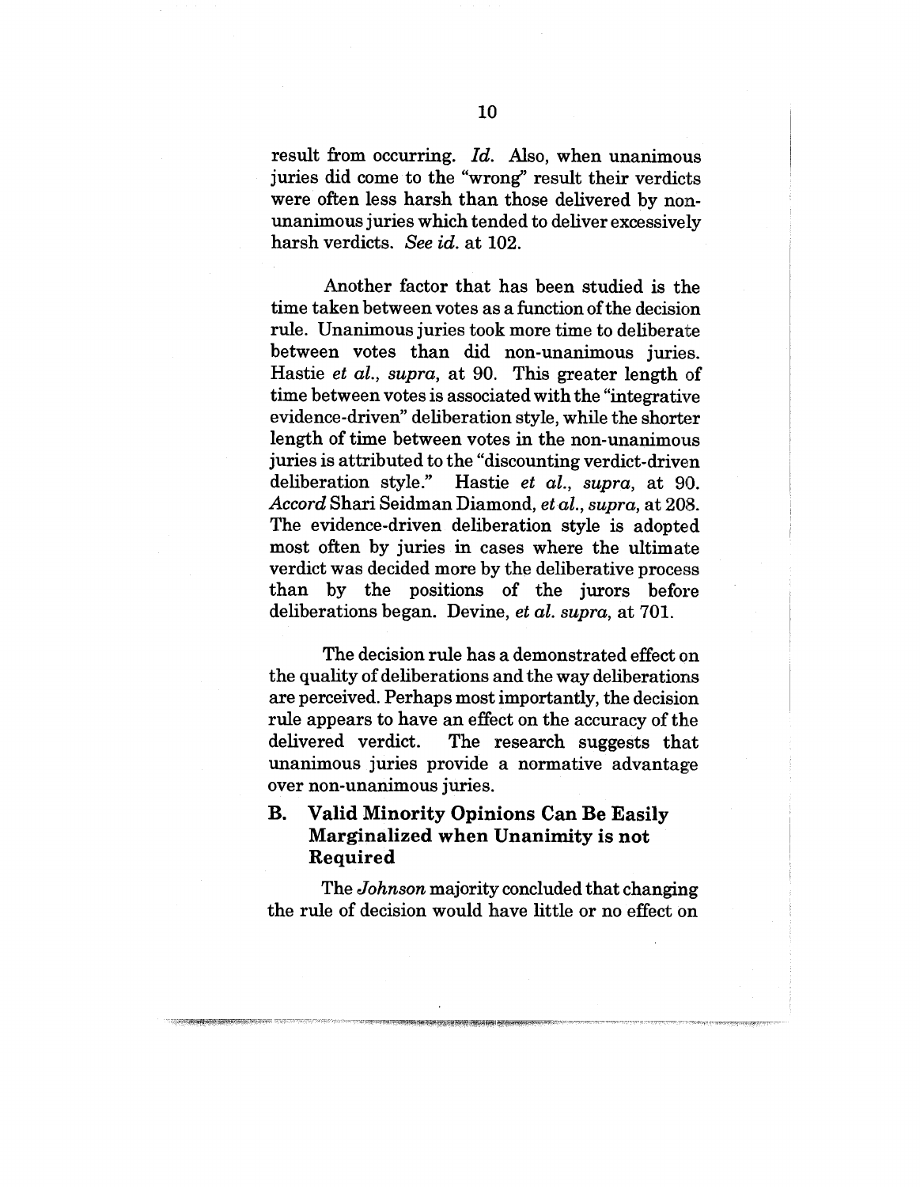result from occurring. *Id.* Also, when unanimous juries did come to the "wrong" result their verdicts were often less harsh than those delivered by non-unanimous juries which tended to deliver excessively harsh verdicts. *See id.* at 102.

Another factor that has been studied is the time taken between votes as a function of the decision rule. Unanimous juries took more time to deliberate between votes than did non-unanimous juries. Hastie *et al.*, *supra*, at 90. This greater length of time between votes is associated with the "integrative evidence-driven" deliberation style, while the shorter length of time between votes in the non-unanimous juries is attributed to the "discounting verdict-driven deliberation style." Hastie *et al.*, *supra*, at 90. *Accord* Shari Seidman Diamond, *et al.*, *supra*, at 208. The evidence-driven deliberation style is adopted most often by juries in cases where the ultimate verdict was decided more by the deliberative process than by the positions of the jurors before deliberations began. Devine, *et al. supra*, at 701.

The decision rule has a demonstrated effect on the quality of deliberations and the way deliberations are perceived. Perhaps most importantly, the decision rule appears to have an effect on the accuracy of the delivered verdict. The research suggests that unanimous juries provide a normative advantage over non-unanimous juries.

### B. Valid Minority Opinions Can Be Easily Marginalized when Unanimity is not Required

The *Johnson* majority concluded that changing the rule of decision would have little or no effect on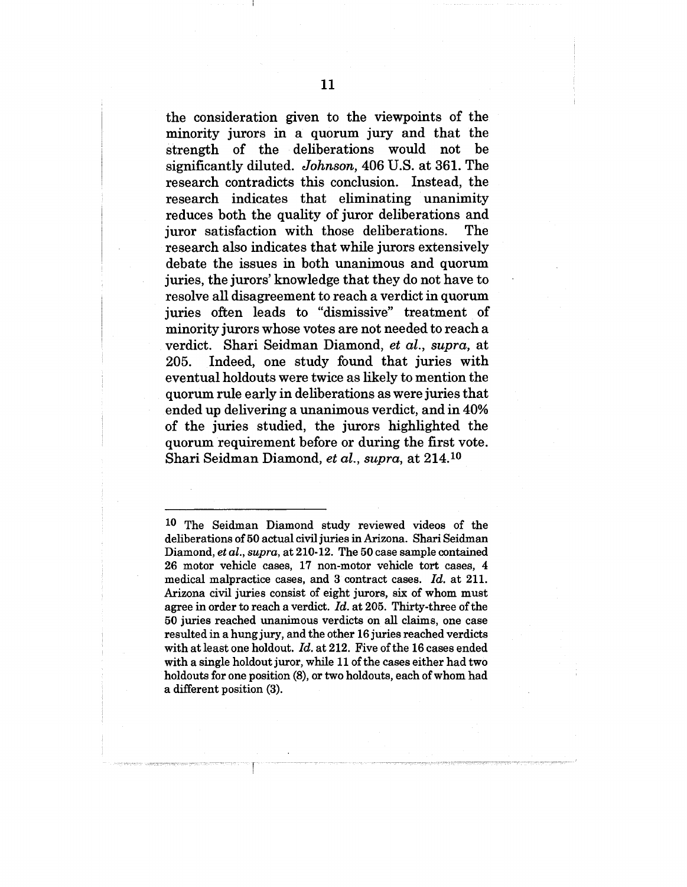the consideration given to the viewpoints of the minority jurors in a quorum jury and that the strength of the deliberations would not be significantly diluted. *Johnson*, 406 U.S. at 361. The research contradicts this conclusion. Instead, the research indicates that eliminating unanimity reduces both the quality of juror deliberations and juror satisfaction with those deliberations. The research also indicates that while jurors extensively debate the issues in both unanimous and quorum juries, the jurors' knowledge that they do not have to resolve all disagreement to reach a verdict in quorum juries often leads to "dismissive" treatment of minority jurors whose votes are not needed to reach a verdict. Shari Seidman Diamond, *et al.*, *supra*, at 205. Indeed, one study found that juries with eventual holdouts were twice as likely to mention the quorum rule early in deliberations as were juries that ended up delivering a unanimous verdict, and in 40% of the juries studied, the jurors highlighted the quorum requirement before or during the first vote. Shari Seidman Diamond, *et al.*, *supra*, at 214.[10]

---

[10] The Seidman Diamond study reviewed videos of the deliberations of 50 actual civil juries in Arizona. Shari Seidman Diamond, *et al.*, *supra*, at 210-12. The 50 case sample contained 26 motor vehicle cases, 17 non-motor vehicle tort cases, 4 medical malpractice cases, and 3 contract cases. *Id.* at 211. Arizona civil juries consist of eight jurors, six of whom must agree in order to reach a verdict. *Id.* at 205. Thirty-three of the 50 juries reached unanimous verdicts on all claims, one case resulted in a hung jury, and the other 16 juries reached verdicts with at least one holdout. *Id.* at 212. Five of the 16 cases ended with a single holdout juror, while 11 of the cases either had two holdouts for one position (8), or two holdouts, each of whom had a different position (3).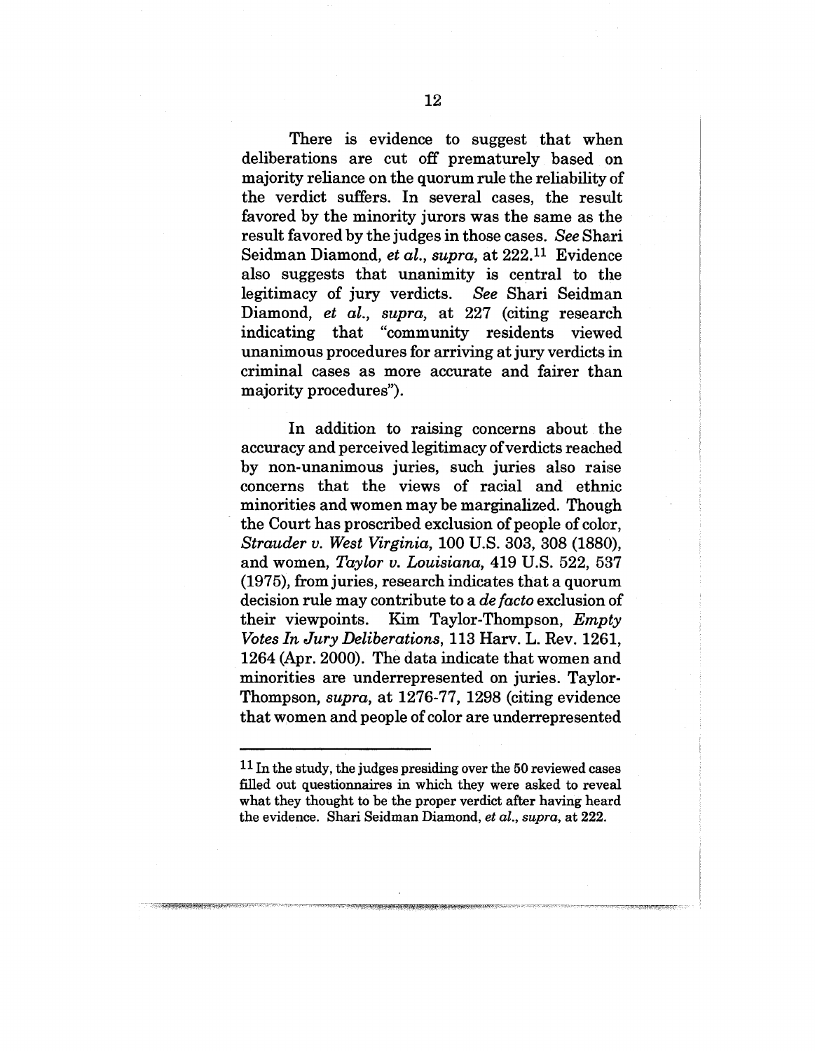There is evidence to suggest that when deliberations are cut off prematurely based on majority reliance on the quorum rule the reliability of the verdict suffers. In several cases, the result favored by the minority jurors was the same as the result favored by the judges in those cases. *See* Shari Seidman Diamond, *et al.*, *supra*, at 222.[11] Evidence also suggests that unanimity is central to the legitimacy of jury verdicts. *See* Shari Seidman Diamond, *et al.*, *supra*, at 227 (citing research indicating that "community residents viewed unanimous procedures for arriving at jury verdicts in criminal cases as more accurate and fairer than majority procedures").

In addition to raising concerns about the accuracy and perceived legitimacy of verdicts reached by non-unanimous juries, such juries also raise concerns that the views of racial and ethnic minorities and women may be marginalized. Though the Court has proscribed exclusion of people of color, *Strauder v. West Virginia*, 100 U.S. 303, 308 (1880), and women, *Taylor v. Louisiana*, 419 U.S. 522, 537 (1975), from juries, research indicates that a quorum decision rule may contribute to a *de facto* exclusion of their viewpoints. Kim Taylor-Thompson, *Empty Votes In Jury Deliberations*, 113 Harv. L. Rev. 1261, 1264 (Apr. 2000). The data indicate that women and minorities are underrepresented on juries. Taylor-Thompson, *supra*, at 1276-77, 1298 (citing evidence that women and people of color are underrepresented

---

[11] In the study, the judges presiding over the 50 reviewed cases filled out questionnaires in which they were asked to reveal what they thought to be the proper verdict after having heard the evidence. Shari Seidman Diamond, *et al.*, *supra*, at 222.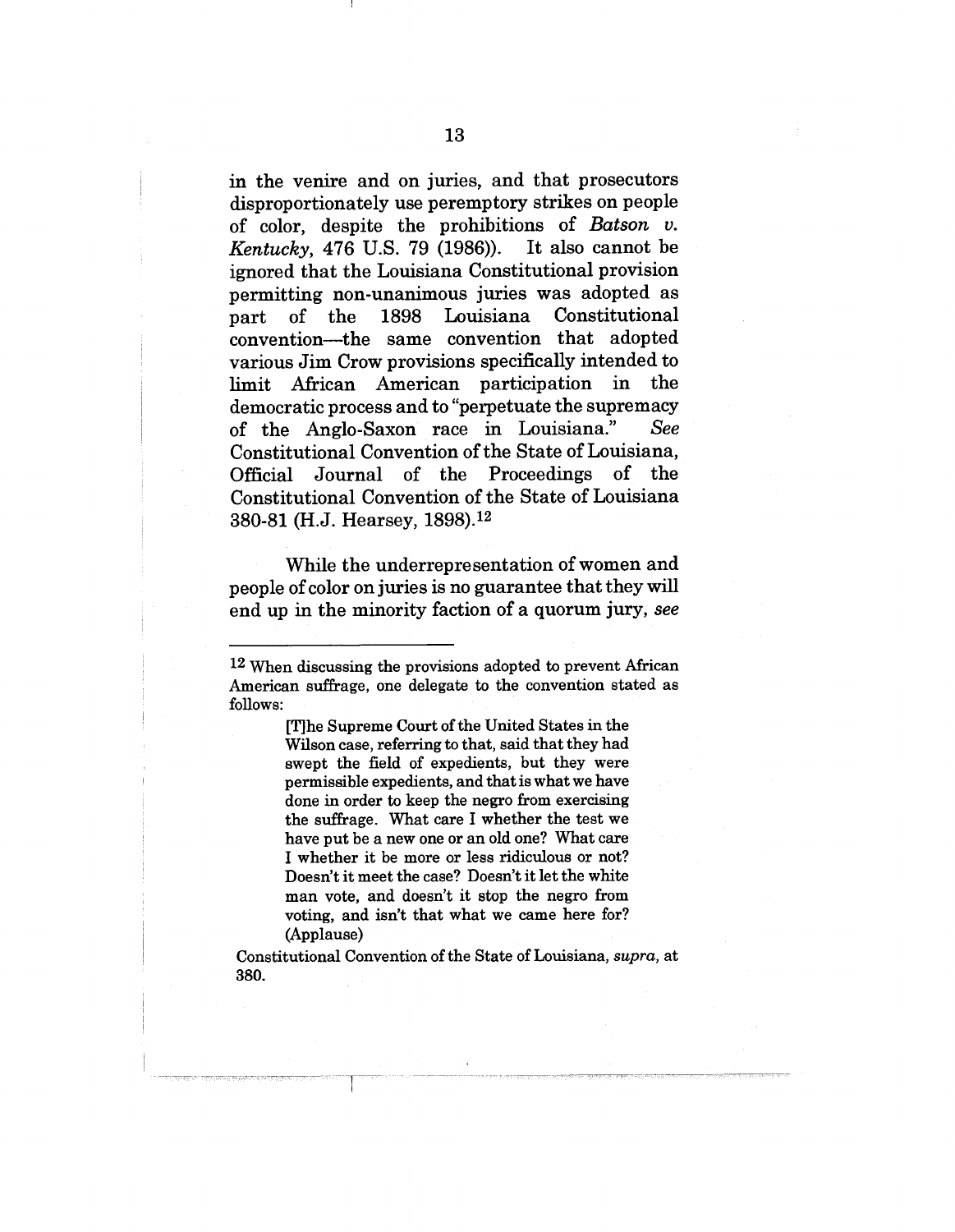in the venire and on juries, and that prosecutors disproportionately use peremptory strikes on people of color, despite the prohibitions of *Batson v. Kentucky*, 476 U.S. 79 (1986)). It also cannot be ignored that the Louisiana Constitutional provision permitting non-unanimous juries was adopted as part of the 1898 Louisiana Constitutional convention—the same convention that adopted various Jim Crow provisions specifically intended to limit African American participation in the democratic process and to "perpetuate the supremacy of the Anglo-Saxon race in Louisiana." *See* Constitutional Convention of the State of Louisiana, Official Journal of the Proceedings of the Constitutional Convention of the State of Louisiana 380-81 (H.J. Hearsey, 1898).[12]

While the underrepresentation of women and people of color on juries is no guarantee that they will end up in the minority faction of a quorum jury, *see*

---

[12] When discussing the provisions adopted to prevent African American suffrage, one delegate to the convention stated as follows:

> [T]he Supreme Court of the United States in the Wilson case, referring to that, said that they had swept the field of expedients, but they were permissible expedients, and that is what we have done in order to keep the negro from exercising the suffrage. What care I whether the test we have put be a new one or an old one? What care I whether it be more or less ridiculous or not? Doesn't it meet the case? Doesn't it let the white man vote, and doesn't it stop the negro from voting, and isn't that what we came here for? (Applause)

Constitutional Convention of the State of Louisiana, *supra*, at 380.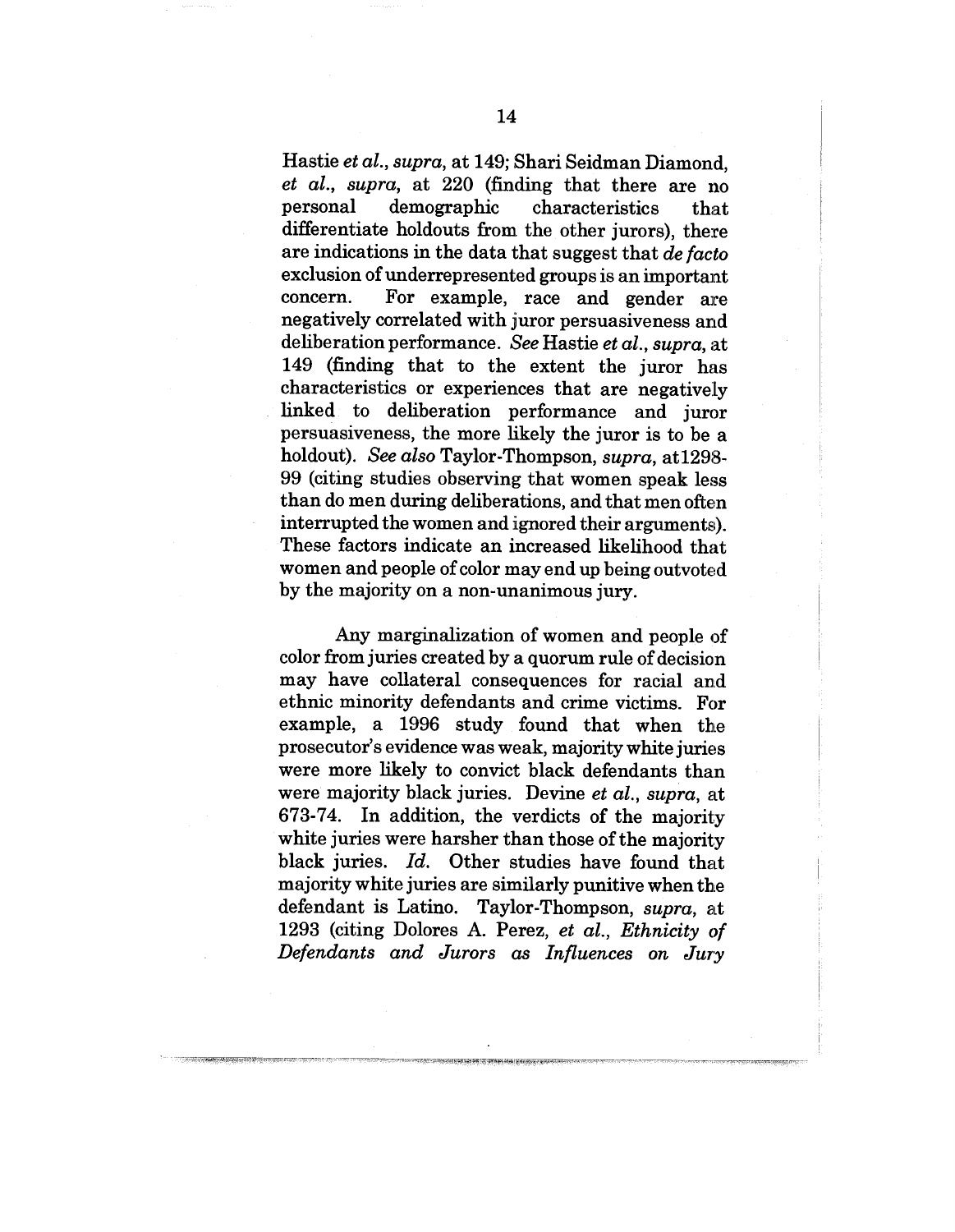Hastie *et al.*, *supra*, at 149; Shari Seidman Diamond, *et al.*, *supra*, at 220 (finding that there are no personal demographic characteristics that differentiate holdouts from the other jurors), there are indications in the data that suggest that *de facto* exclusion of underrepresented groups is an important concern. For example, race and gender are negatively correlated with juror persuasiveness and deliberation performance. *See* Hastie *et al.*, *supra*, at 149 (finding that to the extent the juror has characteristics or experiences that are negatively linked to deliberation performance and juror persuasiveness, the more likely the juror is to be a holdout). *See also* Taylor-Thompson, *supra*, at1298-99 (citing studies observing that women speak less than do men during deliberations, and that men often interrupted the women and ignored their arguments). These factors indicate an increased likelihood that women and people of color may end up being outvoted by the majority on a non-unanimous jury.

Any marginalization of women and people of color from juries created by a quorum rule of decision may have collateral consequences for racial and ethnic minority defendants and crime victims. For example, a 1996 study found that when the prosecutor's evidence was weak, majority white juries were more likely to convict black defendants than were majority black juries. Devine *et al.*, *supra*, at 673-74. In addition, the verdicts of the majority white juries were harsher than those of the majority black juries. *Id.* Other studies have found that majority white juries are similarly punitive when the defendant is Latino. Taylor-Thompson, *supra*, at 1293 (citing Dolores A. Perez, *et al.*, *Ethnicity of Defendants and Jurors as Influences on Jury*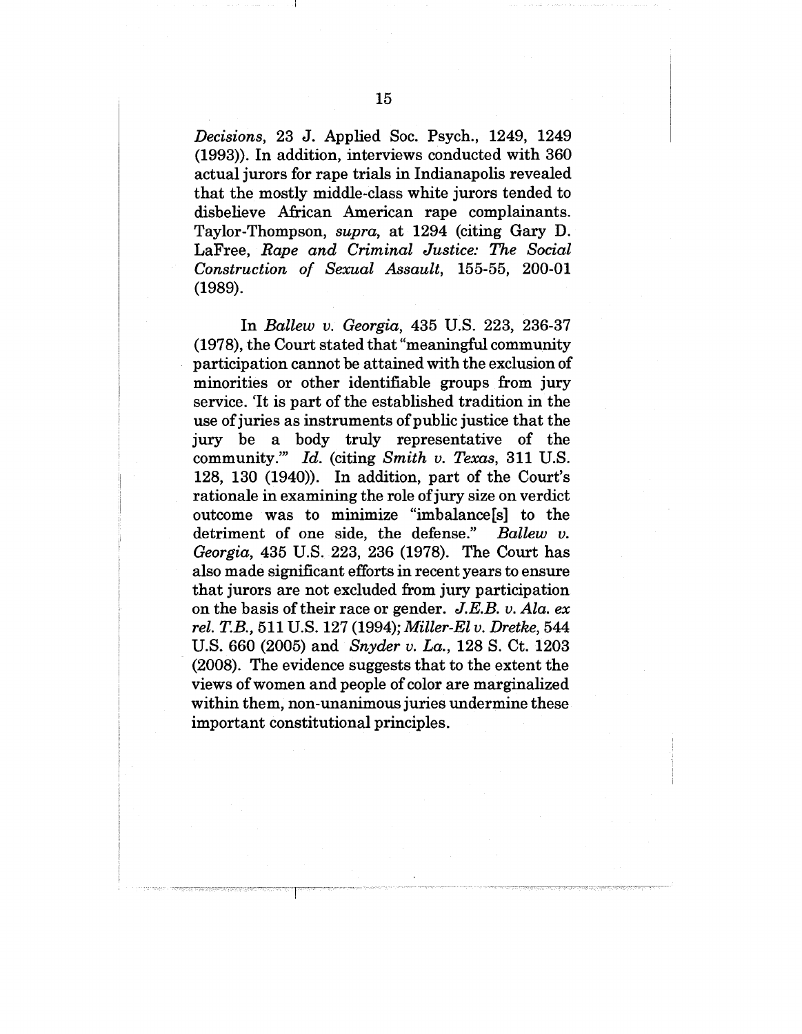*Decisions*, 23 J. Applied Soc. Psych., 1249, 1249 (1993)). In addition, interviews conducted with 360 actual jurors for rape trials in Indianapolis revealed that the mostly middle-class white jurors tended to disbelieve African American rape complainants. Taylor-Thompson, *supra*, at 1294 (citing Gary D. LaFree, *Rape and Criminal Justice: The Social Construction of Sexual Assault*, 155-55, 200-01 (1989).

In *Ballew v. Georgia*, 435 U.S. 223, 236-37 (1978), the Court stated that "meaningful community participation cannot be attained with the exclusion of minorities or other identifiable groups from jury service. 'It is part of the established tradition in the use of juries as instruments of public justice that the jury be a body truly representative of the community.'" *Id.* (citing *Smith v. Texas*, 311 U.S. 128, 130 (1940)). In addition, part of the Court's rationale in examining the role of jury size on verdict outcome was to minimize "imbalance[s] to the detriment of one side, the defense." *Ballew v. Georgia*, 435 U.S. 223, 236 (1978). The Court has also made significant efforts in recent years to ensure that jurors are not excluded from jury participation on the basis of their race or gender. *J.E.B. v. Ala. ex rel. T.B.*, 511 U.S. 127 (1994); *Miller-El v. Dretke*, 544 U.S. 660 (2005) and *Snyder v. La.*, 128 S. Ct. 1203 (2008). The evidence suggests that to the extent the views of women and people of color are marginalized within them, non-unanimous juries undermine these important constitutional principles.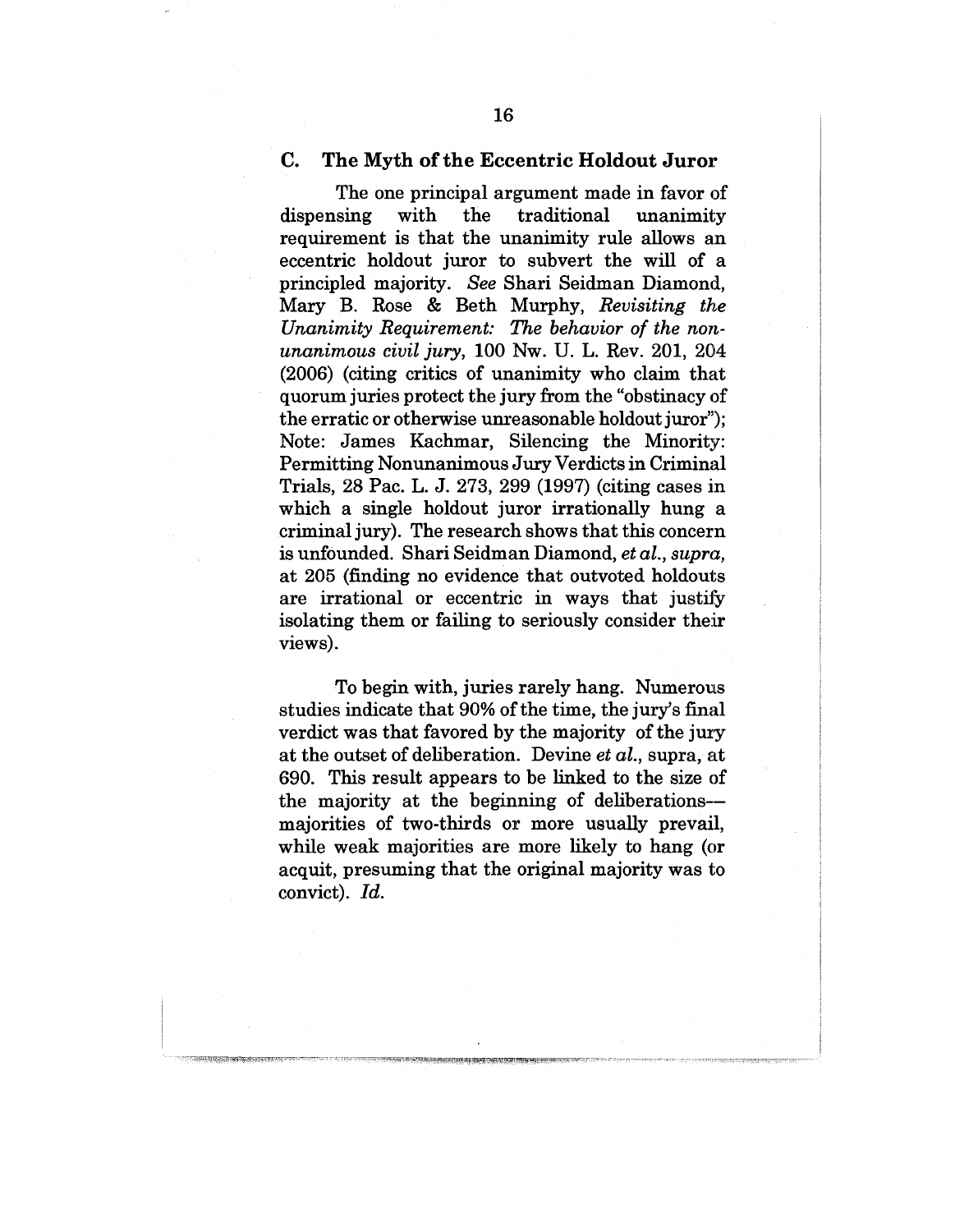### C. The Myth of the Eccentric Holdout Juror

The one principal argument made in favor of dispensing with the traditional unanimity requirement is that the unanimity rule allows an eccentric holdout juror to subvert the will of a principled majority. *See* Shari Seidman Diamond, Mary B. Rose & Beth Murphy, *Revisiting the Unanimity Requirement: The behavior of the non-unanimous civil jury*, 100 Nw. U. L. Rev. 201, 204 (2006) (citing critics of unanimity who claim that quorum juries protect the jury from the "obstinacy of the erratic or otherwise unreasonable holdout juror"); Note: James Kachmar, Silencing the Minority: Permitting Nonunanimous Jury Verdicts in Criminal Trials, 28 Pac. L. J. 273, 299 (1997) (citing cases in which a single holdout juror irrationally hung a criminal jury). The research shows that this concern is unfounded. Shari Seidman Diamond, *et al.*, *supra*, at 205 (finding no evidence that outvoted holdouts are irrational or eccentric in ways that justify isolating them or failing to seriously consider their views).

To begin with, juries rarely hang. Numerous studies indicate that 90% of the time, the jury's final verdict was that favored by the majority of the jury at the outset of deliberation. Devine *et al.*, supra, at 690. This result appears to be linked to the size of the majority at the beginning of deliberations—majorities of two-thirds or more usually prevail, while weak majorities are more likely to hang (or acquit, presuming that the original majority was to convict). *Id.*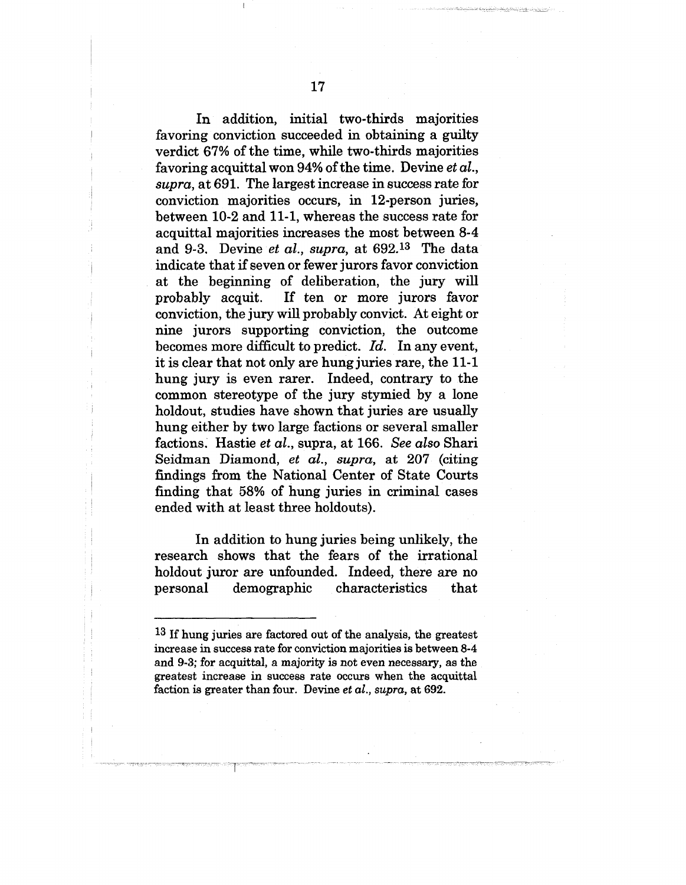In addition, initial two-thirds majorities favoring conviction succeeded in obtaining a guilty verdict 67% of the time, while two-thirds majorities favoring acquittal won 94% of the time. Devine *et al.*, *supra*, at 691. The largest increase in success rate for conviction majorities occurs, in 12-person juries, between 10-2 and 11-1, whereas the success rate for acquittal majorities increases the most between 8-4 and 9-3. Devine *et al.*, *supra*, at 692.[13] The data indicate that if seven or fewer jurors favor conviction at the beginning of deliberation, the jury will probably acquit. If ten or more jurors favor conviction, the jury will probably convict. At eight or nine jurors supporting conviction, the outcome becomes more difficult to predict. *Id.* In any event, it is clear that not only are hung juries rare, the 11-1 hung jury is even rarer. Indeed, contrary to the common stereotype of the jury stymied by a lone holdout, studies have shown that juries are usually hung either by two large factions or several smaller factions. Hastie *et al.*, supra, at 166. *See also* Shari Seidman Diamond, *et al.*, *supra*, at 207 (citing findings from the National Center of State Courts finding that 58% of hung juries in criminal cases ended with at least three holdouts).

In addition to hung juries being unlikely, the research shows that the fears of the irrational holdout juror are unfounded. Indeed, there are no personal demographic characteristics that

---

[13] If hung juries are factored out of the analysis, the greatest increase in success rate for conviction majorities is between 8-4 and 9-3; for acquittal, a majority is not even necessary, as the greatest increase in success rate occurs when the acquittal faction is greater than four. Devine *et al.*, *supra*, at 692.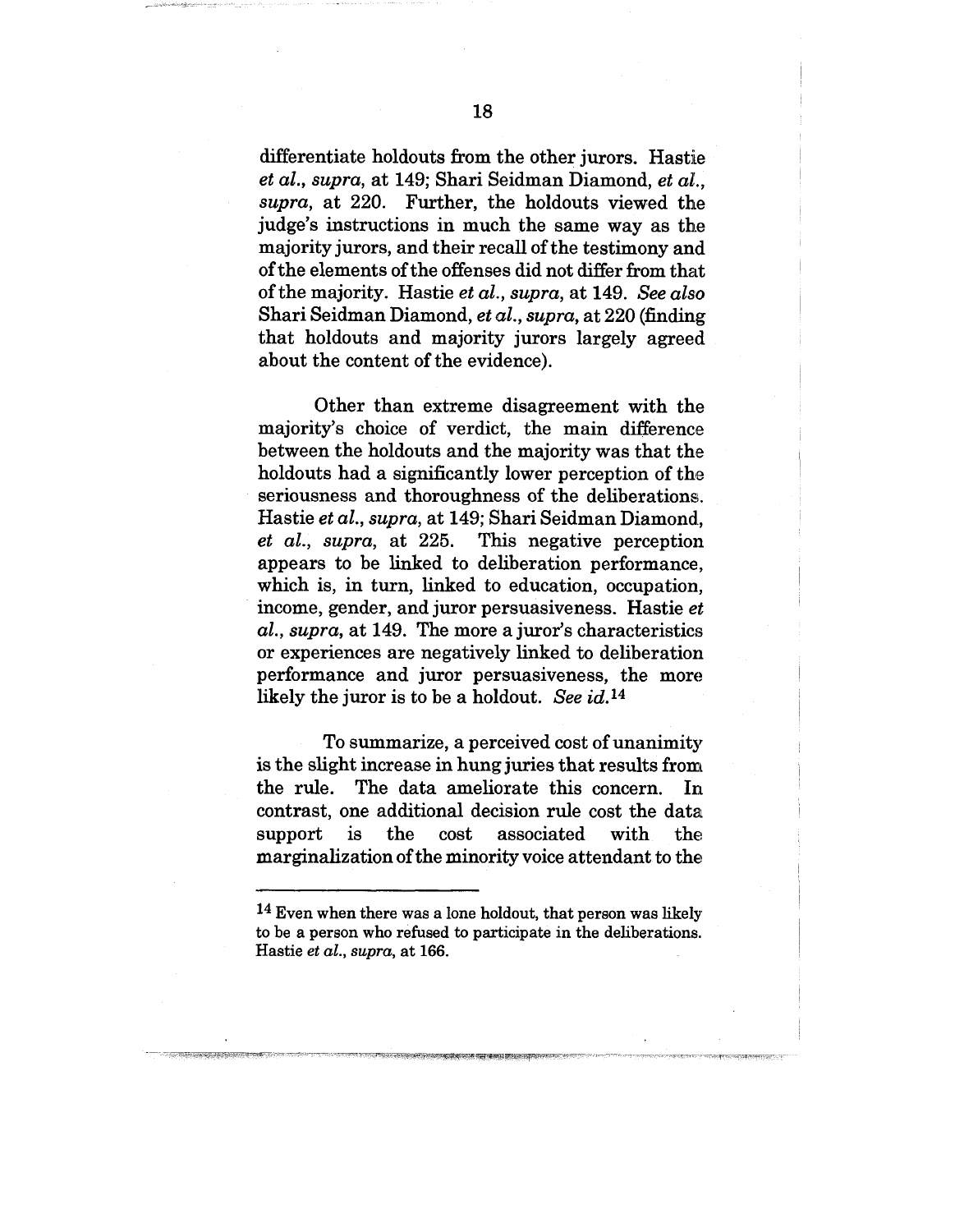differentiate holdouts from the other jurors. Hastie *et al.*, *supra*, at 149; Shari Seidman Diamond, *et al.*, *supra*, at 220. Further, the holdouts viewed the judge's instructions in much the same way as the majority jurors, and their recall of the testimony and of the elements of the offenses did not differ from that of the majority. Hastie *et al.*, *supra*, at 149. *See also* Shari Seidman Diamond, *et al.*, *supra*, at 220 (finding that holdouts and majority jurors largely agreed about the content of the evidence).

Other than extreme disagreement with the majority's choice of verdict, the main difference between the holdouts and the majority was that the holdouts had a significantly lower perception of the seriousness and thoroughness of the deliberations. Hastie *et al.*, *supra*, at 149; Shari Seidman Diamond, *et al.*, *supra*, at 225. This negative perception appears to be linked to deliberation performance, which is, in turn, linked to education, occupation, income, gender, and juror persuasiveness. Hastie *et al.*, *supra*, at 149. The more a juror's characteristics or experiences are negatively linked to deliberation performance and juror persuasiveness, the more likely the juror is to be a holdout. *See id.*[14]

To summarize, a perceived cost of unanimity is the slight increase in hung juries that results from the rule. The data ameliorate this concern. In contrast, one additional decision rule cost the data support is the cost associated with the marginalization of the minority voice attendant to the

---

[14] Even when there was a lone holdout, that person was likely to be a person who refused to participate in the deliberations. Hastie *et al.*, *supra*, at 166.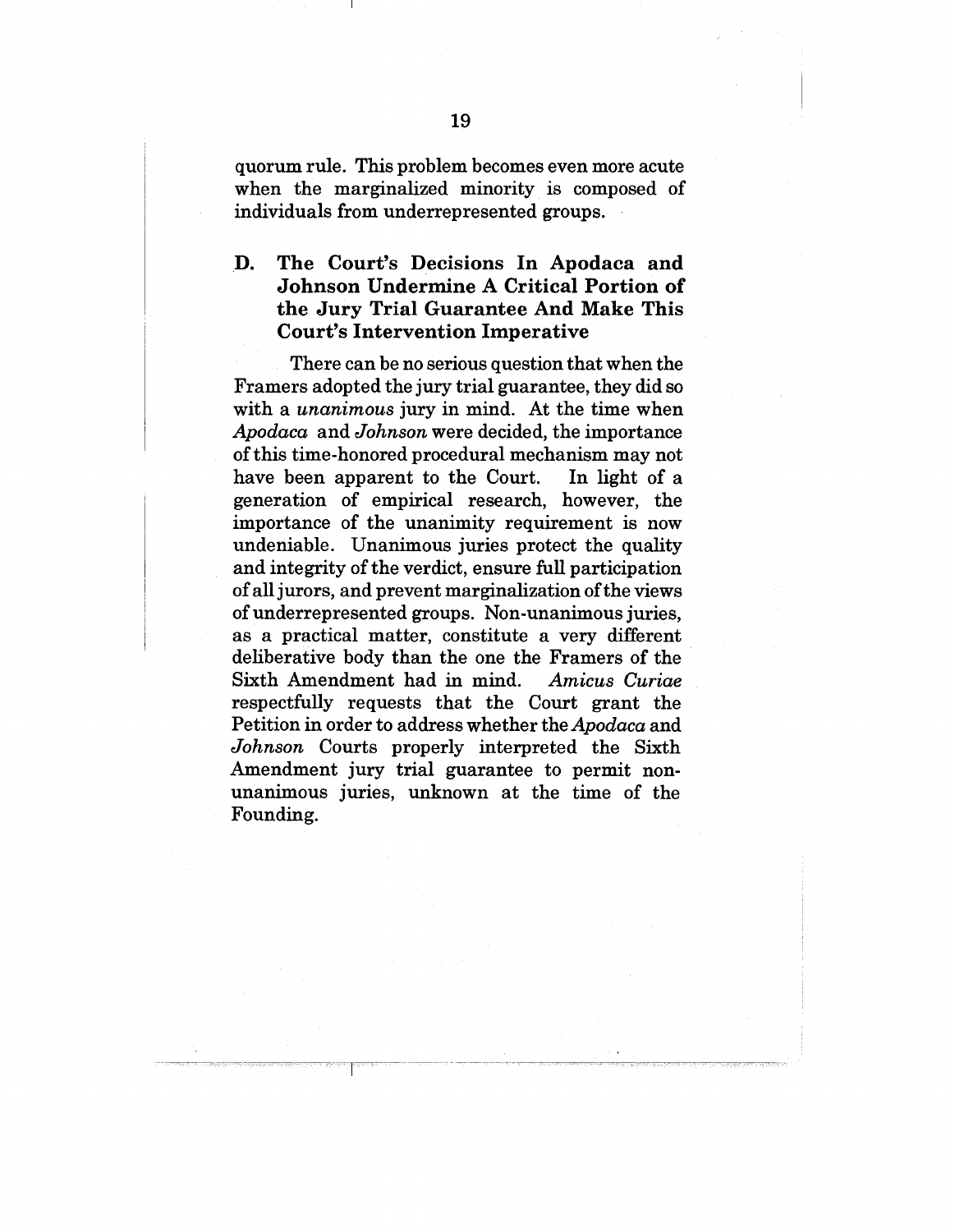quorum rule. This problem becomes even more acute when the marginalized minority is composed of individuals from underrepresented groups.

### D. The Court's Decisions In Apodaca and Johnson Undermine A Critical Portion of the Jury Trial Guarantee And Make This Court's Intervention Imperative

There can be no serious question that when the Framers adopted the jury trial guarantee, they did so with a *unanimous* jury in mind. At the time when *Apodaca* and *Johnson* were decided, the importance of this time-honored procedural mechanism may not have been apparent to the Court. In light of a generation of empirical research, however, the importance of the unanimity requirement is now undeniable. Unanimous juries protect the quality and integrity of the verdict, ensure full participation of all jurors, and prevent marginalization of the views of underrepresented groups. Non-unanimous juries, as a practical matter, constitute a very different deliberative body than the one the Framers of the Sixth Amendment had in mind. *Amicus Curiae* respectfully requests that the Court grant the Petition in order to address whether the *Apodaca* and *Johnson* Courts properly interpreted the Sixth Amendment jury trial guarantee to permit non-unanimous juries, unknown at the time of the Founding.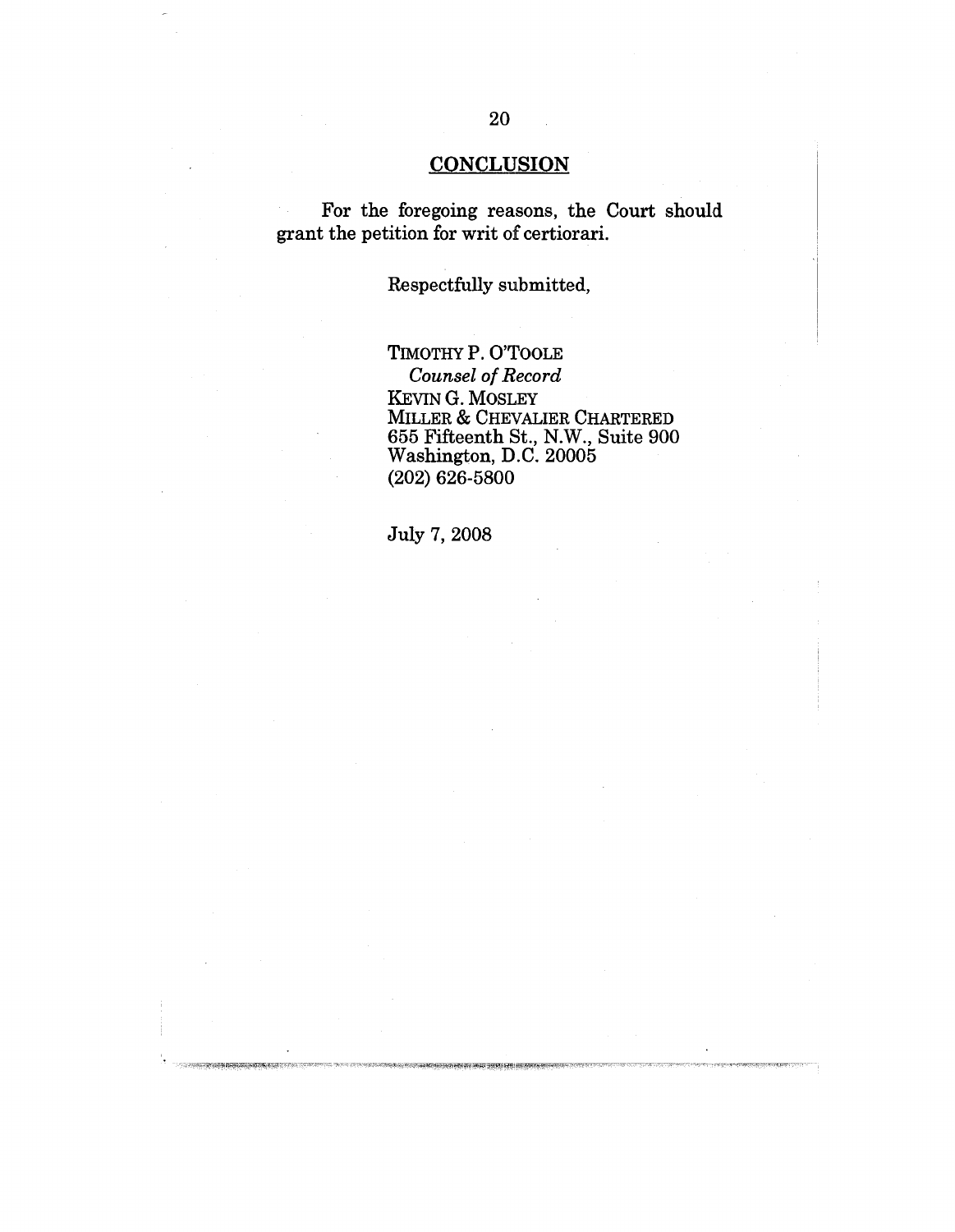## CONCLUSION

For the foregoing reasons, the Court should grant the petition for writ of certiorari.

Respectfully submitted,

TIMOTHY P. O'TOOLE
*Counsel of Record*
KEVIN G. MOSLEY
MILLER & CHEVALIER CHARTERED
655 Fifteenth St., N.W., Suite 900
Washington, D.C. 20005
(202) 626-5800

July 7, 2008